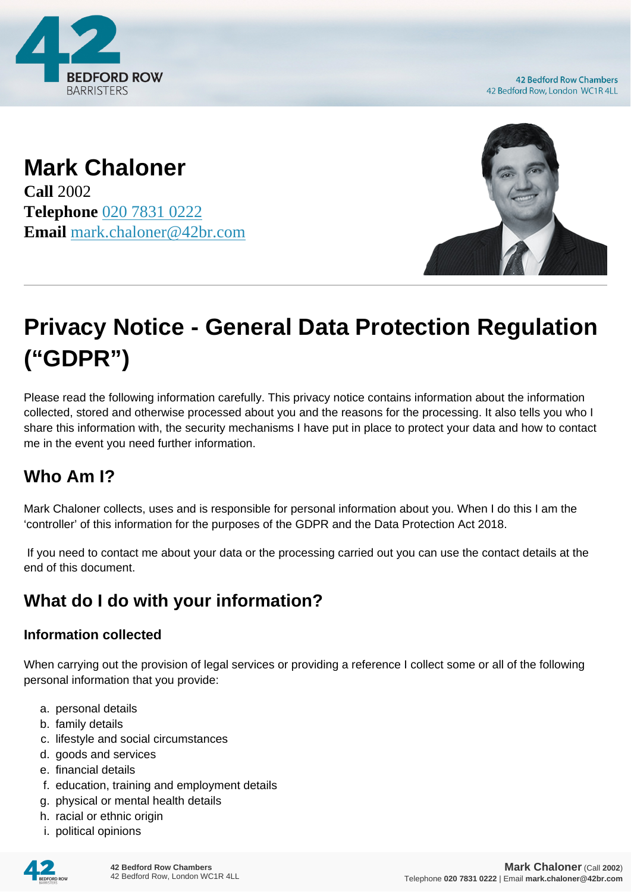# Mark Chaloner

**Call** 2002
**Telephone** 020 7831 0222
**Email** mark.chaloner@42br.com

## Privacy Notice - General Data Protection Regulation ("GDPR")

Please read the following information carefully. This privacy notice contains information about the information collected, stored and otherwise processed about you and the reasons for the processing. It also tells you who I share this information with, the security mechanisms I have put in place to protect your data and how to contact me in the event you need further information.

### Who Am I?

Mark Chaloner collects, uses and is responsible for personal information about you. When I do this I am the 'controller' of this information for the purposes of the GDPR and the Data Protection Act 2018.

If you need to contact me about your data or the processing carried out you can use the contact details at the end of this document.

### What do I do with your information?

#### Information collected

When carrying out the provision of legal services or providing a reference I collect some or all of the following personal information that you provide:

a. personal details
b. family details
c. lifestyle and social circumstances
d. goods and services
e. financial details
f. education, training and employment details
g. physical or mental health details
h. racial or ethnic origin
i. political opinions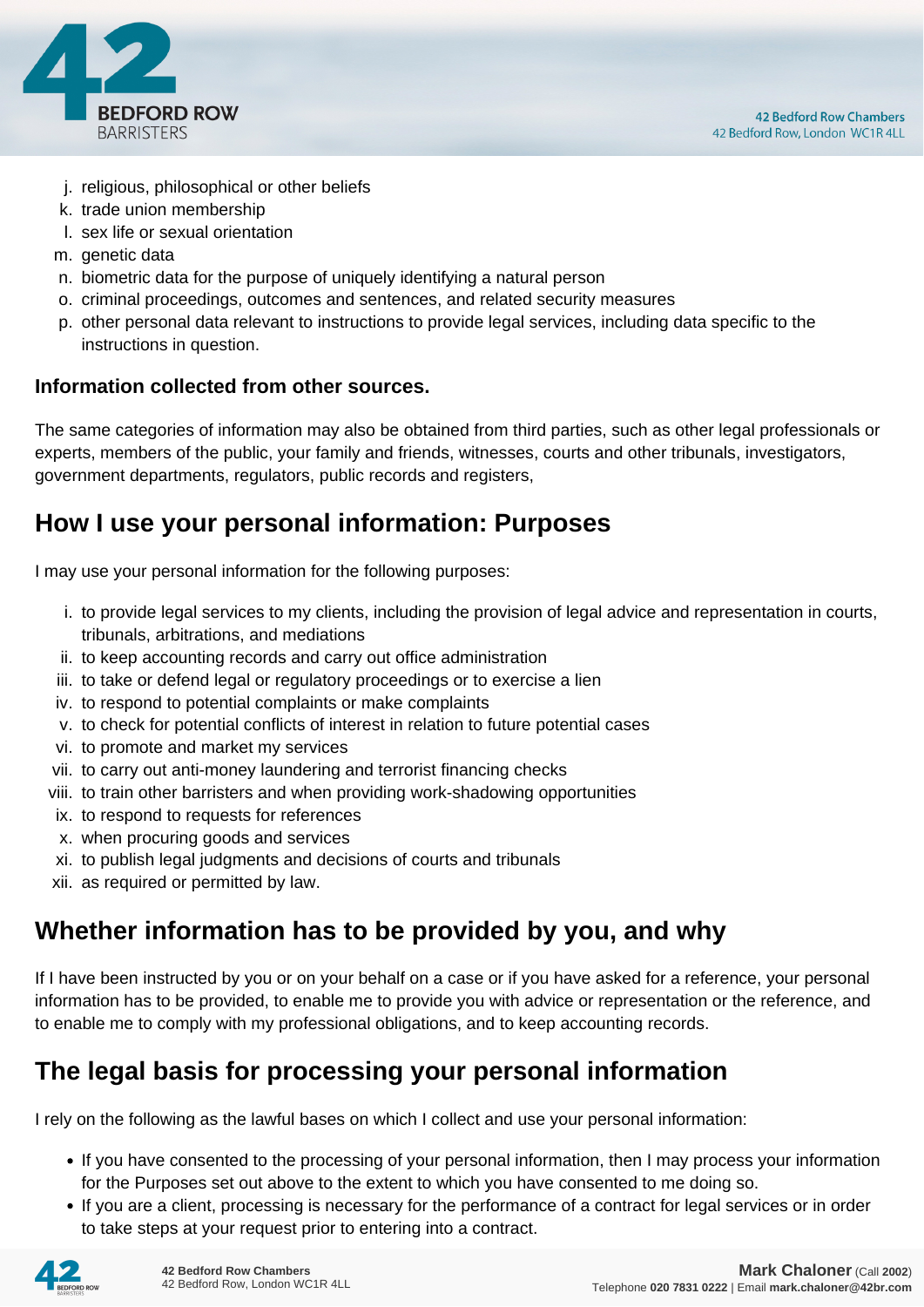j. religious, philosophical or other beliefs
k. trade union membership
l. sex life or sexual orientation
m. genetic data
n. biometric data for the purpose of uniquely identifying a natural person
o. criminal proceedings, outcomes and sentences, and related security measures
p. other personal data relevant to instructions to provide legal services, including data specific to the instructions in question.

**Information collected from other sources.**

The same categories of information may also be obtained from third parties, such as other legal professionals or experts, members of the public, your family and friends, witnesses, courts and other tribunals, investigators, government departments, regulators, public records and registers,

## How I use your personal information: Purposes

I may use your personal information for the following purposes:

i. to provide legal services to my clients, including the provision of legal advice and representation in courts, tribunals, arbitrations, and mediations
ii. to keep accounting records and carry out office administration
iii. to take or defend legal or regulatory proceedings or to exercise a lien
iv. to respond to potential complaints or make complaints
v. to check for potential conflicts of interest in relation to future potential cases
vi. to promote and market my services
vii. to carry out anti-money laundering and terrorist financing checks
viii. to train other barristers and when providing work-shadowing opportunities
ix. to respond to requests for references
x. when procuring goods and services
xi. to publish legal judgments and decisions of courts and tribunals
xii. as required or permitted by law.

## Whether information has to be provided by you, and why

If I have been instructed by you or on your behalf on a case or if you have asked for a reference, your personal information has to be provided, to enable me to provide you with advice or representation or the reference, and to enable me to comply with my professional obligations, and to keep accounting records.

## The legal basis for processing your personal information

I rely on the following as the lawful bases on which I collect and use your personal information:

- If you have consented to the processing of your personal information, then I may process your information for the Purposes set out above to the extent to which you have consented to me doing so.
- If you are a client, processing is necessary for the performance of a contract for legal services or in order to take steps at your request prior to entering into a contract.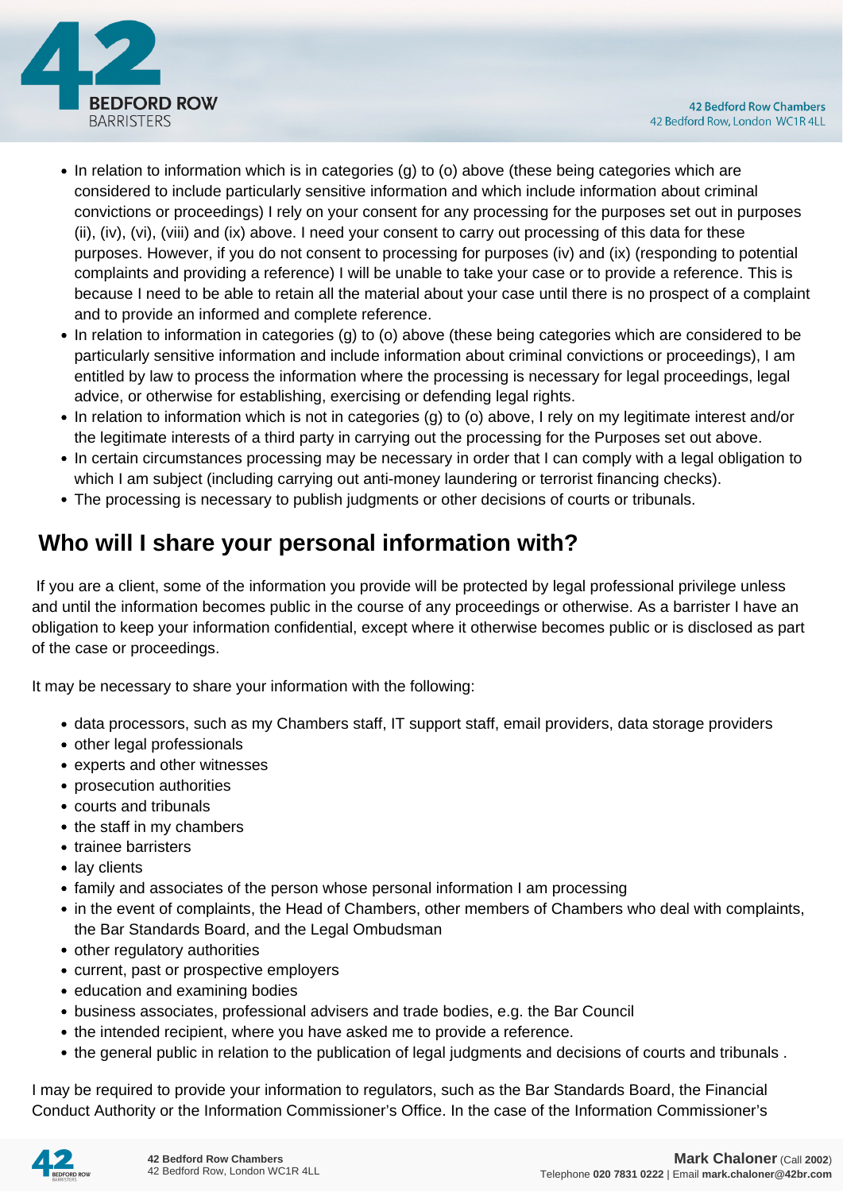- In relation to information which is in categories (g) to (o) above (these being categories which are considered to include particularly sensitive information and which include information about criminal convictions or proceedings) I rely on your consent for any processing for the purposes set out in purposes (ii), (iv), (vi), (viii) and (ix) above. I need your consent to carry out processing of this data for these purposes. However, if you do not consent to processing for purposes (iv) and (ix) (responding to potential complaints and providing a reference) I will be unable to take your case or to provide a reference. This is because I need to be able to retain all the material about your case until there is no prospect of a complaint and to provide an informed and complete reference.
- In relation to information in categories (g) to (o) above (these being categories which are considered to be particularly sensitive information and include information about criminal convictions or proceedings), I am entitled by law to process the information where the processing is necessary for legal proceedings, legal advice, or otherwise for establishing, exercising or defending legal rights.
- In relation to information which is not in categories (g) to (o) above, I rely on my legitimate interest and/or the legitimate interests of a third party in carrying out the processing for the Purposes set out above.
- In certain circumstances processing may be necessary in order that I can comply with a legal obligation to which I am subject (including carrying out anti-money laundering or terrorist financing checks).
- The processing is necessary to publish judgments or other decisions of courts or tribunals.

## Who will I share your personal information with?

If you are a client, some of the information you provide will be protected by legal professional privilege unless and until the information becomes public in the course of any proceedings or otherwise. As a barrister I have an obligation to keep your information confidential, except where it otherwise becomes public or is disclosed as part of the case or proceedings.

It may be necessary to share your information with the following:

- data processors, such as my Chambers staff, IT support staff, email providers, data storage providers
- other legal professionals
- experts and other witnesses
- prosecution authorities
- courts and tribunals
- the staff in my chambers
- trainee barristers
- lay clients
- family and associates of the person whose personal information I am processing
- in the event of complaints, the Head of Chambers, other members of Chambers who deal with complaints, the Bar Standards Board, and the Legal Ombudsman
- other regulatory authorities
- current, past or prospective employers
- education and examining bodies
- business associates, professional advisers and trade bodies, e.g. the Bar Council
- the intended recipient, where you have asked me to provide a reference.
- the general public in relation to the publication of legal judgments and decisions of courts and tribunals .

I may be required to provide your information to regulators, such as the Bar Standards Board, the Financial Conduct Authority or the Information Commissioner's Office. In the case of the Information Commissioner's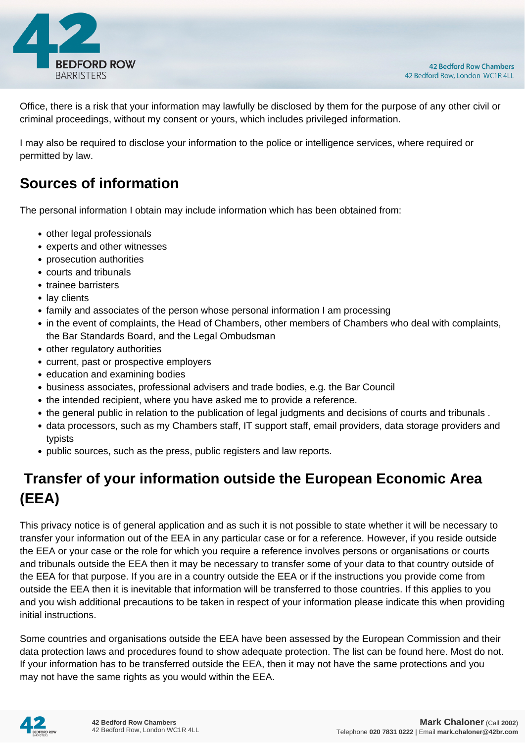Office, there is a risk that your information may lawfully be disclosed by them for the purpose of any other civil or criminal proceedings, without my consent or yours, which includes privileged information.

I may also be required to disclose your information to the police or intelligence services, where required or permitted by law.

## Sources of information

The personal information I obtain may include information which has been obtained from:

- other legal professionals
- experts and other witnesses
- prosecution authorities
- courts and tribunals
- trainee barristers
- lay clients
- family and associates of the person whose personal information I am processing
- in the event of complaints, the Head of Chambers, other members of Chambers who deal with complaints, the Bar Standards Board, and the Legal Ombudsman
- other regulatory authorities
- current, past or prospective employers
- education and examining bodies
- business associates, professional advisers and trade bodies, e.g. the Bar Council
- the intended recipient, where you have asked me to provide a reference.
- the general public in relation to the publication of legal judgments and decisions of courts and tribunals .
- data processors, such as my Chambers staff, IT support staff, email providers, data storage providers and typists
- public sources, such as the press, public registers and law reports.

## Transfer of your information outside the European Economic Area (EEA)

This privacy notice is of general application and as such it is not possible to state whether it will be necessary to transfer your information out of the EEA in any particular case or for a reference. However, if you reside outside the EEA or your case or the role for which you require a reference involves persons or organisations or courts and tribunals outside the EEA then it may be necessary to transfer some of your data to that country outside of the EEA for that purpose. If you are in a country outside the EEA or if the instructions you provide come from outside the EEA then it is inevitable that information will be transferred to those countries. If this applies to you and you wish additional precautions to be taken in respect of your information please indicate this when providing initial instructions.

Some countries and organisations outside the EEA have been assessed by the European Commission and their data protection laws and procedures found to show adequate protection. The list can be found here. Most do not. If your information has to be transferred outside the EEA, then it may not have the same protections and you may not have the same rights as you would within the EEA.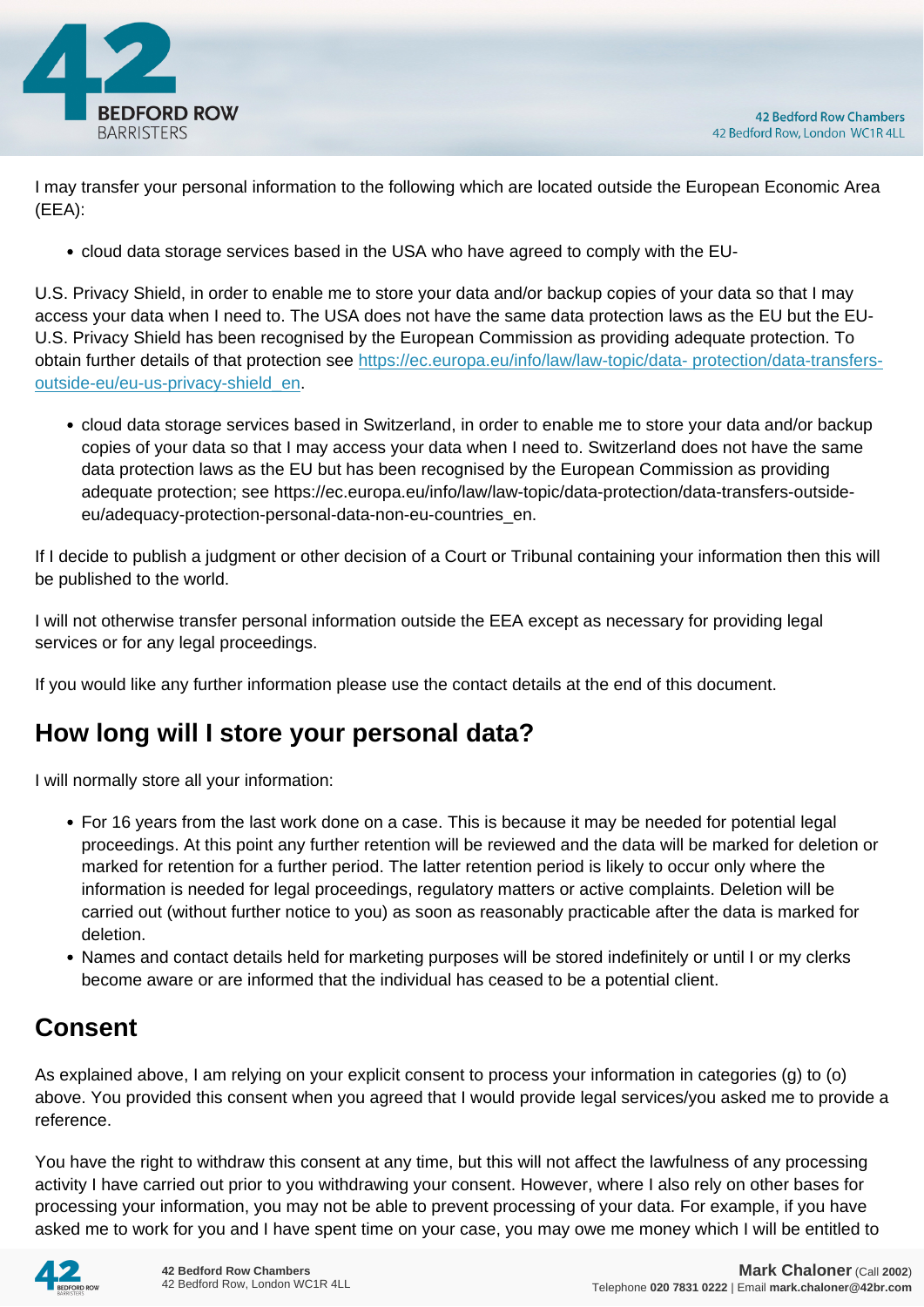I may transfer your personal information to the following which are located outside the European Economic Area (EEA):

- cloud data storage services based in the USA who have agreed to comply with the EU-

U.S. Privacy Shield, in order to enable me to store your data and/or backup copies of your data so that I may access your data when I need to. The USA does not have the same data protection laws as the EU but the EU-U.S. Privacy Shield has been recognised by the European Commission as providing adequate protection. To obtain further details of that protection see [https://ec.europa.eu/info/law/law-topic/data- protection/data-transfers-outside-eu/eu-us-privacy-shield_en](https://ec.europa.eu/info/law/law-topic/data-protection/data-transfers-outside-eu/eu-us-privacy-shield_en).

- cloud data storage services based in Switzerland, in order to enable me to store your data and/or backup copies of your data so that I may access your data when I need to. Switzerland does not have the same data protection laws as the EU but has been recognised by the European Commission as providing adequate protection; see https://ec.europa.eu/info/law/law-topic/data-protection/data-transfers-outside-eu/adequacy-protection-personal-data-non-eu-countries_en.

If I decide to publish a judgment or other decision of a Court or Tribunal containing your information then this will be published to the world.

I will not otherwise transfer personal information outside the EEA except as necessary for providing legal services or for any legal proceedings.

If you would like any further information please use the contact details at the end of this document.

## How long will I store your personal data?

I will normally store all your information:

- For 16 years from the last work done on a case. This is because it may be needed for potential legal proceedings. At this point any further retention will be reviewed and the data will be marked for deletion or marked for retention for a further period. The latter retention period is likely to occur only where the information is needed for legal proceedings, regulatory matters or active complaints. Deletion will be carried out (without further notice to you) as soon as reasonably practicable after the data is marked for deletion.
- Names and contact details held for marketing purposes will be stored indefinitely or until I or my clerks become aware or are informed that the individual has ceased to be a potential client.

## Consent

As explained above, I am relying on your explicit consent to process your information in categories (g) to (o) above. You provided this consent when you agreed that I would provide legal services/you asked me to provide a reference.

You have the right to withdraw this consent at any time, but this will not affect the lawfulness of any processing activity I have carried out prior to you withdrawing your consent. However, where I also rely on other bases for processing your information, you may not be able to prevent processing of your data. For example, if you have asked me to work for you and I have spent time on your case, you may owe me money which I will be entitled to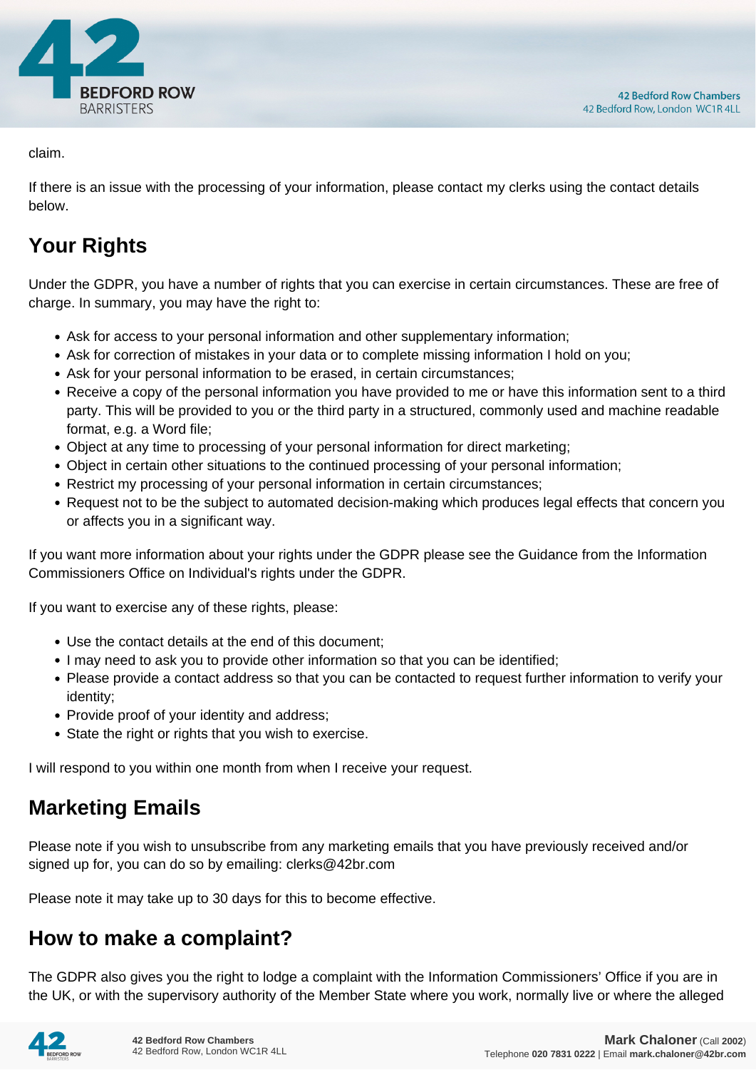claim.

If there is an issue with the processing of your information, please contact my clerks using the contact details below.

## Your Rights

Under the GDPR, you have a number of rights that you can exercise in certain circumstances. These are free of charge. In summary, you may have the right to:

- Ask for access to your personal information and other supplementary information;
- Ask for correction of mistakes in your data or to complete missing information I hold on you;
- Ask for your personal information to be erased, in certain circumstances;
- Receive a copy of the personal information you have provided to me or have this information sent to a third party. This will be provided to you or the third party in a structured, commonly used and machine readable format, e.g. a Word file;
- Object at any time to processing of your personal information for direct marketing;
- Object in certain other situations to the continued processing of your personal information;
- Restrict my processing of your personal information in certain circumstances;
- Request not to be the subject to automated decision-making which produces legal effects that concern you or affects you in a significant way.

If you want more information about your rights under the GDPR please see the Guidance from the Information Commissioners Office on Individual's rights under the GDPR.

If you want to exercise any of these rights, please:

- Use the contact details at the end of this document;
- I may need to ask you to provide other information so that you can be identified;
- Please provide a contact address so that you can be contacted to request further information to verify your identity;
- Provide proof of your identity and address;
- State the right or rights that you wish to exercise.

I will respond to you within one month from when I receive your request.

## Marketing Emails

Please note if you wish to unsubscribe from any marketing emails that you have previously received and/or signed up for, you can do so by emailing: clerks@42br.com

Please note it may take up to 30 days for this to become effective.

## How to make a complaint?

The GDPR also gives you the right to lodge a complaint with the Information Commissioners' Office if you are in the UK, or with the supervisory authority of the Member State where you work, normally live or where the alleged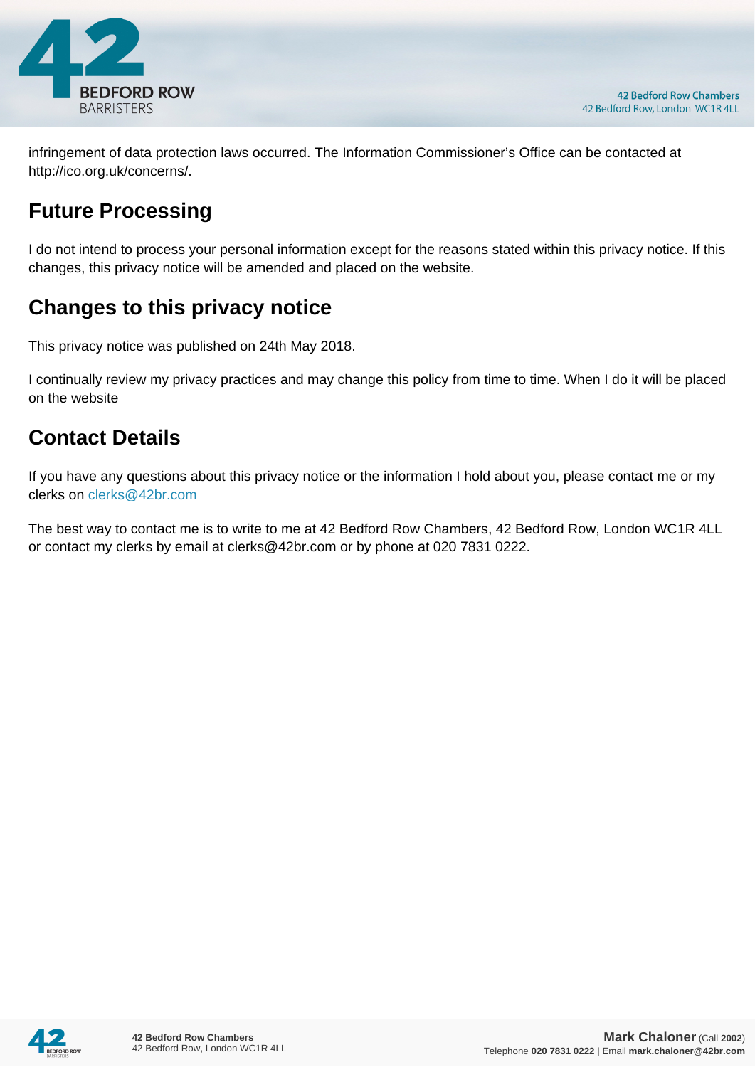infringement of data protection laws occurred. The Information Commissioner's Office can be contacted at http://ico.org.uk/concerns/.

## Future Processing

I do not intend to process your personal information except for the reasons stated within this privacy notice. If this changes, this privacy notice will be amended and placed on the website.

## Changes to this privacy notice

This privacy notice was published on 24th May 2018.

I continually review my privacy practices and may change this policy from time to time. When I do it will be placed on the website

## Contact Details

If you have any questions about this privacy notice or the information I hold about you, please contact me or my clerks on clerks@42br.com

The best way to contact me is to write to me at 42 Bedford Row Chambers, 42 Bedford Row, London WC1R 4LL or contact my clerks by email at clerks@42br.com or by phone at 020 7831 0222.